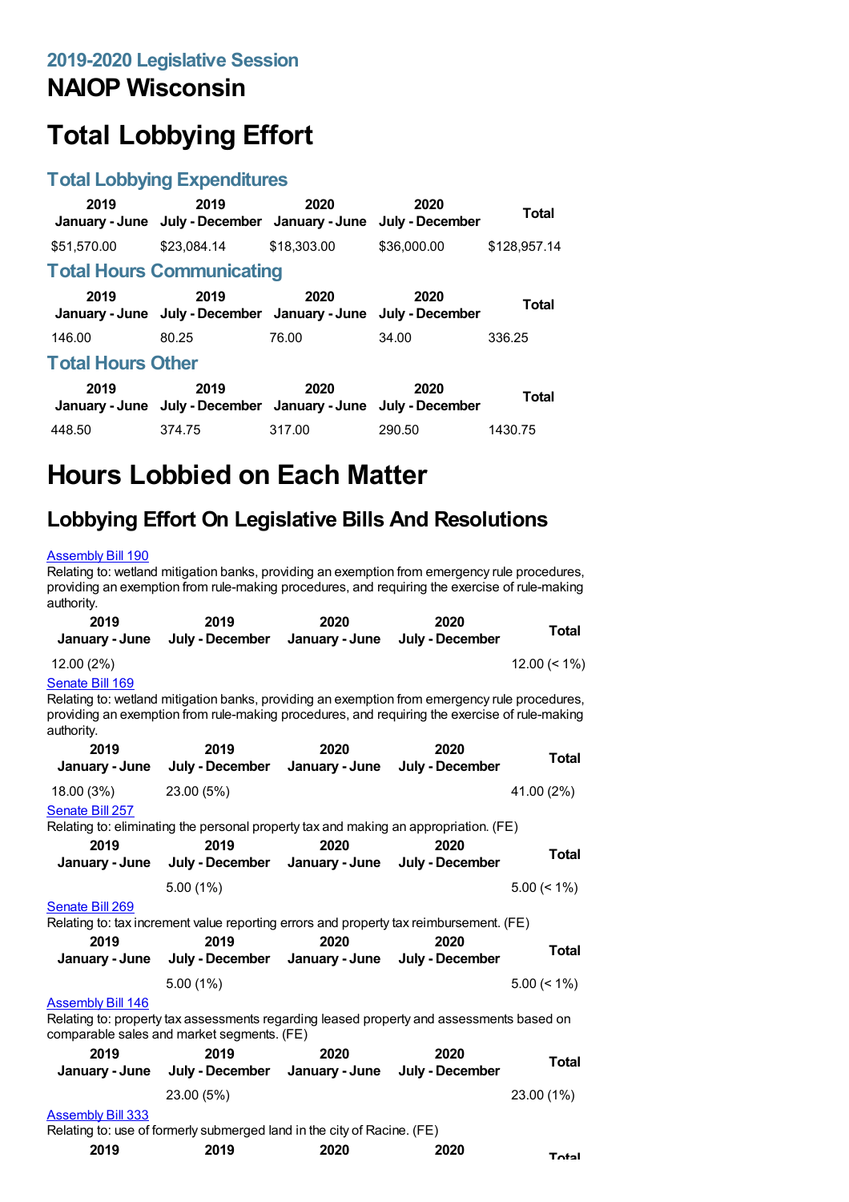## 2019-2020 Legislative Session

# NAIOP Wisconsin

# Total Lobbying Effort

### Total Lobbying Expenditures

| 2019 January - June | 2019 July - December | 2020 January - June | 2020 July - December | Total |
|---|---|---|---|---|
| $51,570.00 | $23,084.14 | $18,303.00 | $36,000.00 | $128,957.14 |

### Total Hours Communicating

| 2019 January - June | 2019 July - December | 2020 January - June | 2020 July - December | Total |
|---|---|---|---|---|
| 146.00 | 80.25 | 76.00 | 34.00 | 336.25 |

### Total Hours Other

| 2019 January - June | 2019 July - December | 2020 January - June | 2020 July - December | Total |
|---|---|---|---|---|
| 448.50 | 374.75 | 317.00 | 290.50 | 1430.75 |

# Hours Lobbied on Each Matter

## Lobbying Effort On Legislative Bills And Resolutions

[Assembly Bill 190](#)
Relating to: wetland mitigation banks, providing an exemption from emergency rule procedures, providing an exemption from rule-making procedures, and requiring the exercise of rule-making authority.

| 2019 January - June | 2019 July - December | 2020 January - June | 2020 July - December | Total |
|---|---|---|---|---|
| 12.00 (2%) | | | | 12.00 (< 1%) |

[Senate Bill 169](#)
Relating to: wetland mitigation banks, providing an exemption from emergency rule procedures, providing an exemption from rule-making procedures, and requiring the exercise of rule-making authority.

| 2019 January - June | 2019 July - December | 2020 January - June | 2020 July - December | Total |
|---|---|---|---|---|
| 18.00 (3%) | 23.00 (5%) | | | 41.00 (2%) |

[Senate Bill 257](#)
Relating to: eliminating the personal property tax and making an appropriation. (FE)

| 2019 January - June | 2019 July - December | 2020 January - June | 2020 July - December | Total |
|---|---|---|---|---|
| | 5.00 (1%) | | | 5.00 (< 1%) |

[Senate Bill 269](#)
Relating to: tax increment value reporting errors and property tax reimbursement. (FE)

| 2019 January - June | 2019 July - December | 2020 January - June | 2020 July - December | Total |
|---|---|---|---|---|
| | 5.00 (1%) | | | 5.00 (< 1%) |

[Assembly Bill 146](#)
Relating to: property tax assessments regarding leased property and assessments based on comparable sales and market segments. (FE)

| 2019 January - June | 2019 July - December | 2020 January - June | 2020 July - December | Total |
|---|---|---|---|---|
| | 23.00 (5%) | | | 23.00 (1%) |

[Assembly Bill 333](#)
Relating to: use of formerly submerged land in the city of Racine. (FE)

| 2019 | 2019 | 2020 | 2020 | Total |
|---|---|---|---|---|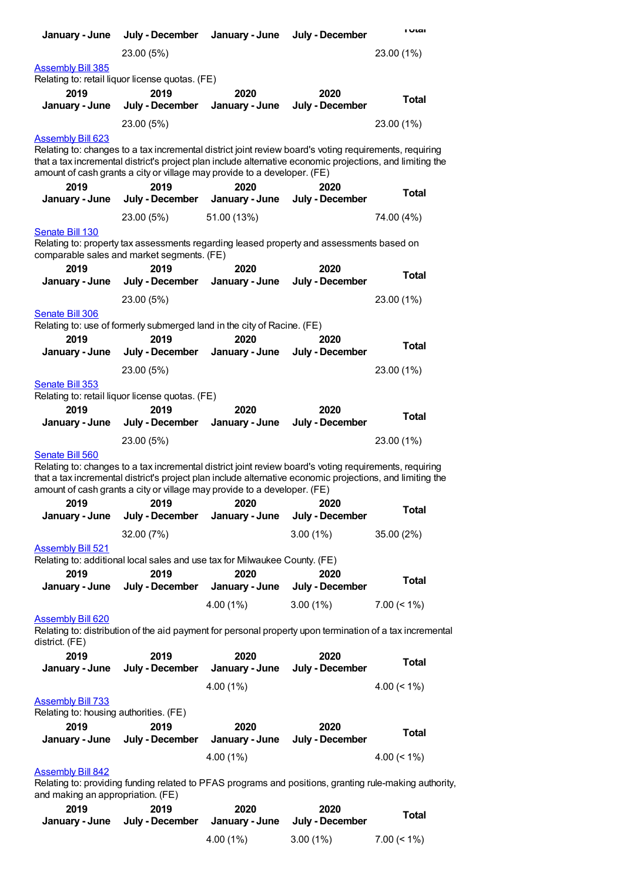| January - June | July - December | January - June | July - December | Total |
| --- | --- | --- | --- | --- |
| | 23.00 (5%) | | | 23.00 (1%) |

Assembly Bill 385

Relating to: retail liquor license quotas. (FE)

| 2019 January - June | 2019 July - December | 2020 January - June | 2020 July - December | Total |
| --- | --- | --- | --- | --- |
| | 23.00 (5%) | | | 23.00 (1%) |

Assembly Bill 623

Relating to: changes to a tax incremental district joint review board's voting requirements, requiring that a tax incremental district's project plan include alternative economic projections, and limiting the amount of cash grants a city or village may provide to a developer. (FE)

| 2019 January - June | 2019 July - December | 2020 January - June | 2020 July - December | Total |
| --- | --- | --- | --- | --- |
| | 23.00 (5%) | 51.00 (13%) | | 74.00 (4%) |

Senate Bill 130

Relating to: property tax assessments regarding leased property and assessments based on comparable sales and market segments. (FE)

| 2019 January - June | 2019 July - December | 2020 January - June | 2020 July - December | Total |
| --- | --- | --- | --- | --- |
| | 23.00 (5%) | | | 23.00 (1%) |

Senate Bill 306

Relating to: use of formerly submerged land in the city of Racine. (FE)

| 2019 January - June | 2019 July - December | 2020 January - June | 2020 July - December | Total |
| --- | --- | --- | --- | --- |
| | 23.00 (5%) | | | 23.00 (1%) |

Senate Bill 353

Relating to: retail liquor license quotas. (FE)

| 2019 January - June | 2019 July - December | 2020 January - June | 2020 July - December | Total |
| --- | --- | --- | --- | --- |
| | 23.00 (5%) | | | 23.00 (1%) |

Senate Bill 560

Relating to: changes to a tax incremental district joint review board's voting requirements, requiring that a tax incremental district's project plan include alternative economic projections, and limiting the amount of cash grants a city or village may provide to a developer. (FE)

| 2019 January - June | 2019 July - December | 2020 January - June | 2020 July - December | Total |
| --- | --- | --- | --- | --- |
| | 32.00 (7%) | | 3.00 (1%) | 35.00 (2%) |

Assembly Bill 521

Relating to: additional local sales and use tax for Milwaukee County. (FE)

| 2019 January - June | 2019 July - December | 2020 January - June | 2020 July - December | Total |
| --- | --- | --- | --- | --- |
| | | 4.00 (1%) | 3.00 (1%) | 7.00 (< 1%) |

Assembly Bill 620

Relating to: distribution of the aid payment for personal property upon termination of a tax incremental district. (FE)

| 2019 January - June | 2019 July - December | 2020 January - June | 2020 July - December | Total |
| --- | --- | --- | --- | --- |
| | | 4.00 (1%) | | 4.00 (< 1%) |

Assembly Bill 733

Relating to: housing authorities. (FE)

| 2019 January - June | 2019 July - December | 2020 January - June | 2020 July - December | Total |
| --- | --- | --- | --- | --- |
| | | 4.00 (1%) | | 4.00 (< 1%) |

Assembly Bill 842

Relating to: providing funding related to PFAS programs and positions, granting rule-making authority, and making an appropriation. (FE)

| 2019 January - June | 2019 July - December | 2020 January - June | 2020 July - December | Total |
| --- | --- | --- | --- | --- |
| | | 4.00 (1%) | 3.00 (1%) | 7.00 (< 1%) |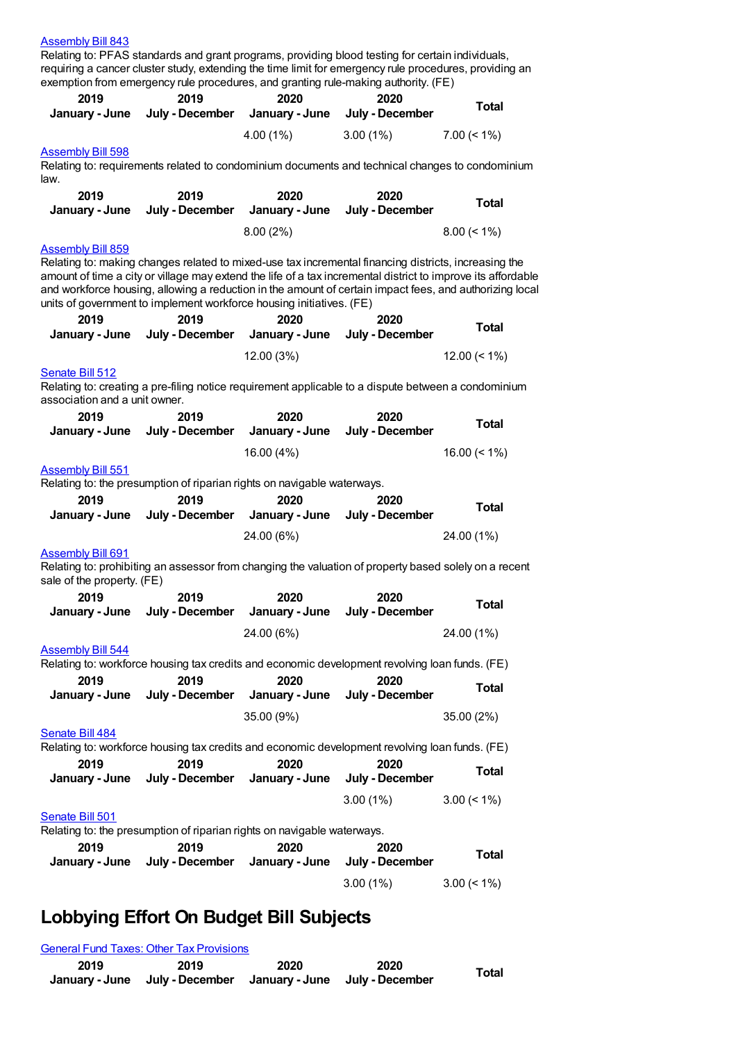[Assembly Bill 843](#)

Relating to: PFAS standards and grant programs, providing blood testing for certain individuals, requiring a cancer cluster study, extending the time limit for emergency rule procedures, providing an exemption from emergency rule procedures, and granting rule-making authority. (FE)

| 2019 January - June | 2019 July - December | 2020 January - June | 2020 July - December | Total |
|---|---|---|---|---|
| | | 4.00 (1%) | 3.00 (1%) | 7.00 (< 1%) |

[Assembly Bill 598](#)

Relating to: requirements related to condominium documents and technical changes to condominium law.

| 2019 January - June | 2019 July - December | 2020 January - June | 2020 July - December | Total |
|---|---|---|---|---|
| | | 8.00 (2%) | | 8.00 (< 1%) |

[Assembly Bill 859](#)

Relating to: making changes related to mixed-use tax incremental financing districts, increasing the amount of time a city or village may extend the life of a tax incremental district to improve its affordable and workforce housing, allowing a reduction in the amount of certain impact fees, and authorizing local units of government to implement workforce housing initiatives. (FE)

| 2019 January - June | 2019 July - December | 2020 January - June | 2020 July - December | Total |
|---|---|---|---|---|
| | | 12.00 (3%) | | 12.00 (< 1%) |

[Senate Bill 512](#)

Relating to: creating a pre-filing notice requirement applicable to a dispute between a condominium association and a unit owner.

| 2019 January - June | 2019 July - December | 2020 January - June | 2020 July - December | Total |
|---|---|---|---|---|
| | | 16.00 (4%) | | 16.00 (< 1%) |

[Assembly Bill 551](#)

Relating to: the presumption of riparian rights on navigable waterways.

| 2019 January - June | 2019 July - December | 2020 January - June | 2020 July - December | Total |
|---|---|---|---|---|
| | | 24.00 (6%) | | 24.00 (1%) |

[Assembly Bill 691](#)

Relating to: prohibiting an assessor from changing the valuation of property based solely on a recent sale of the property. (FE)

| 2019 January - June | 2019 July - December | 2020 January - June | 2020 July - December | Total |
|---|---|---|---|---|
| | | 24.00 (6%) | | 24.00 (1%) |

[Assembly Bill 544](#)

Relating to: workforce housing tax credits and economic development revolving loan funds. (FE)

| 2019 January - June | 2019 July - December | 2020 January - June | 2020 July - December | Total |
|---|---|---|---|---|
| | | 35.00 (9%) | | 35.00 (2%) |

[Senate Bill 484](#)

Relating to: workforce housing tax credits and economic development revolving loan funds. (FE)

| 2019 January - June | 2019 July - December | 2020 January - June | 2020 July - December | Total |
|---|---|---|---|---|
| | | | 3.00 (1%) | 3.00 (< 1%) |

[Senate Bill 501](#)

Relating to: the presumption of riparian rights on navigable waterways.

| 2019 January - June | 2019 July - December | 2020 January - June | 2020 July - December | Total |
|---|---|---|---|---|
| | | | 3.00 (1%) | 3.00 (< 1%) |

# Lobbying Effort On Budget Bill Subjects

[General Fund Taxes: Other Tax Provisions](#)

| 2019 January - June | 2019 July - December | 2020 January - June | 2020 July - December | Total |
|---|---|---|---|---|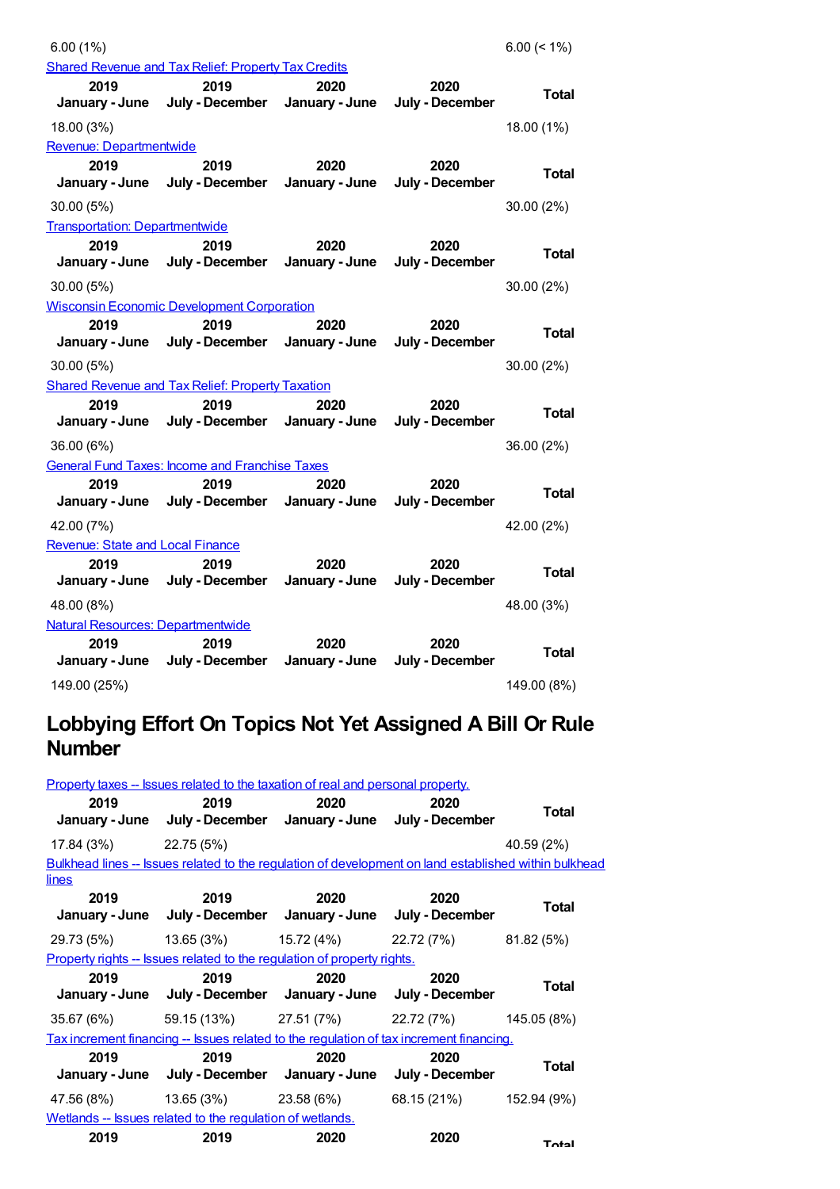| 2019 January - June | 2019 July - December | 2020 January - June | 2020 July - December | Total |
|---|---|---|---|---|
| 6.00 (1%) | | | | 6.00 (< 1%) |

Shared Revenue and Tax Relief: Property Tax Credits

| 2019 January - June | 2019 July - December | 2020 January - June | 2020 July - December | Total |
|---|---|---|---|---|
| 18.00 (3%) | | | | 18.00 (1%) |

Revenue: Departmentwide

| 2019 January - June | 2019 July - December | 2020 January - June | 2020 July - December | Total |
|---|---|---|---|---|
| 30.00 (5%) | | | | 30.00 (2%) |

Transportation: Departmentwide

| 2019 January - June | 2019 July - December | 2020 January - June | 2020 July - December | Total |
|---|---|---|---|---|
| 30.00 (5%) | | | | 30.00 (2%) |

Wisconsin Economic Development Corporation

| 2019 January - June | 2019 July - December | 2020 January - June | 2020 July - December | Total |
|---|---|---|---|---|
| 30.00 (5%) | | | | 30.00 (2%) |

Shared Revenue and Tax Relief: Property Taxation

| 2019 January - June | 2019 July - December | 2020 January - June | 2020 July - December | Total |
|---|---|---|---|---|
| 36.00 (6%) | | | | 36.00 (2%) |

General Fund Taxes: Income and Franchise Taxes

| 2019 January - June | 2019 July - December | 2020 January - June | 2020 July - December | Total |
|---|---|---|---|---|
| 42.00 (7%) | | | | 42.00 (2%) |

Revenue: State and Local Finance

| 2019 January - June | 2019 July - December | 2020 January - June | 2020 July - December | Total |
|---|---|---|---|---|
| 48.00 (8%) | | | | 48.00 (3%) |

Natural Resources: Departmentwide

| 2019 January - June | 2019 July - December | 2020 January - June | 2020 July - December | Total |
|---|---|---|---|---|
| 149.00 (25%) | | | | 149.00 (8%) |

## Lobbying Effort On Topics Not Yet Assigned A Bill Or Rule Number

Property taxes -- Issues related to the taxation of real and personal property.

| 2019 January - June | 2019 July - December | 2020 January - June | 2020 July - December | Total |
|---|---|---|---|---|
| 17.84 (3%) | 22.75 (5%) | | | 40.59 (2%) |

Bulkhead lines -- Issues related to the regulation of development on land established within bulkhead lines

| 2019 January - June | 2019 July - December | 2020 January - June | 2020 July - December | Total |
|---|---|---|---|---|
| 29.73 (5%) | 13.65 (3%) | 15.72 (4%) | 22.72 (7%) | 81.82 (5%) |

Property rights -- Issues related to the regulation of property rights.

| 2019 January - June | 2019 July - December | 2020 January - June | 2020 July - December | Total |
|---|---|---|---|---|
| 35.67 (6%) | 59.15 (13%) | 27.51 (7%) | 22.72 (7%) | 145.05 (8%) |

Tax increment financing -- Issues related to the regulation of tax increment financing.

| 2019 January - June | 2019 July - December | 2020 January - June | 2020 July - December | Total |
|---|---|---|---|---|
| 47.56 (8%) | 13.65 (3%) | 23.58 (6%) | 68.15 (21%) | 152.94 (9%) |

Wetlands -- Issues related to the regulation of wetlands.

| 2019 January - June | 2019 July - December | 2020 January - June | 2020 July - December | Total |
|---|---|---|---|---|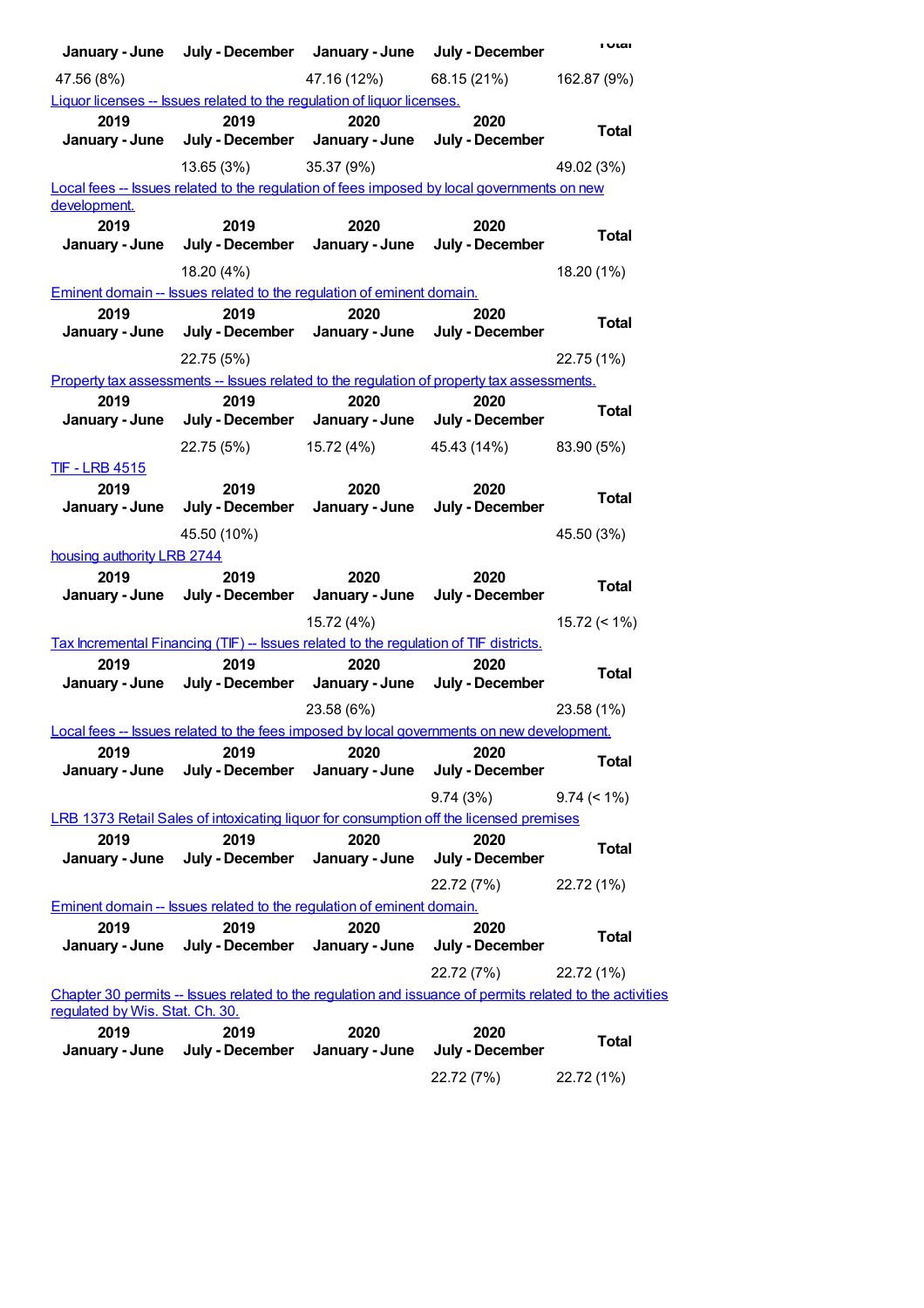| January - June | July - December | January - June | July - December | Total |
|---|---|---|---|---|
| 47.56 (8%) | | 47.16 (12%) | 68.15 (21%) | 162.87 (9%) |

Liquor licenses -- Issues related to the regulation of liquor licenses.

| 2019 January - June | 2019 July - December | 2020 January - June | 2020 July - December | Total |
|---|---|---|---|---|
| | 13.65 (3%) | 35.37 (9%) | | 49.02 (3%) |

Local fees -- Issues related to the regulation of fees imposed by local governments on new development.

| 2019 January - June | 2019 July - December | 2020 January - June | 2020 July - December | Total |
|---|---|---|---|---|
| | 18.20 (4%) | | | 18.20 (1%) |

Eminent domain -- Issues related to the regulation of eminent domain.

| 2019 January - June | 2019 July - December | 2020 January - June | 2020 July - December | Total |
|---|---|---|---|---|
| | 22.75 (5%) | | | 22.75 (1%) |

Property tax assessments -- Issues related to the regulation of property tax assessments.

| 2019 January - June | 2019 July - December | 2020 January - June | 2020 July - December | Total |
|---|---|---|---|---|
| | 22.75 (5%) | 15.72 (4%) | 45.43 (14%) | 83.90 (5%) |

TIF - LRB 4515

| 2019 January - June | 2019 July - December | 2020 January - June | 2020 July - December | Total |
|---|---|---|---|---|
| | 45.50 (10%) | | | 45.50 (3%) |

housing authority LRB 2744

| 2019 January - June | 2019 July - December | 2020 January - June | 2020 July - December | Total |
|---|---|---|---|---|
| | | 15.72 (4%) | | 15.72 (< 1%) |

Tax Incremental Financing (TIF) -- Issues related to the regulation of TIF districts.

| 2019 January - June | 2019 July - December | 2020 January - June | 2020 July - December | Total |
|---|---|---|---|---|
| | | 23.58 (6%) | | 23.58 (1%) |

Local fees -- Issues related to the fees imposed by local governments on new development.

| 2019 January - June | 2019 July - December | 2020 January - June | 2020 July - December | Total |
|---|---|---|---|---|
| | | | 9.74 (3%) | 9.74 (< 1%) |

LRB 1373 Retail Sales of intoxicating liquor for consumption off the licensed premises

| 2019 January - June | 2019 July - December | 2020 January - June | 2020 July - December | Total |
|---|---|---|---|---|
| | | | 22.72 (7%) | 22.72 (1%) |

Eminent domain -- Issues related to the regulation of eminent domain.

| 2019 January - June | 2019 July - December | 2020 January - June | 2020 July - December | Total |
|---|---|---|---|---|
| | | | 22.72 (7%) | 22.72 (1%) |

Chapter 30 permits -- Issues related to the regulation and issuance of permits related to the activities regulated by Wis. Stat. Ch. 30.

| 2019 January - June | 2019 July - December | 2020 January - June | 2020 July - December | Total |
|---|---|---|---|---|
| | | | 22.72 (7%) | 22.72 (1%) |